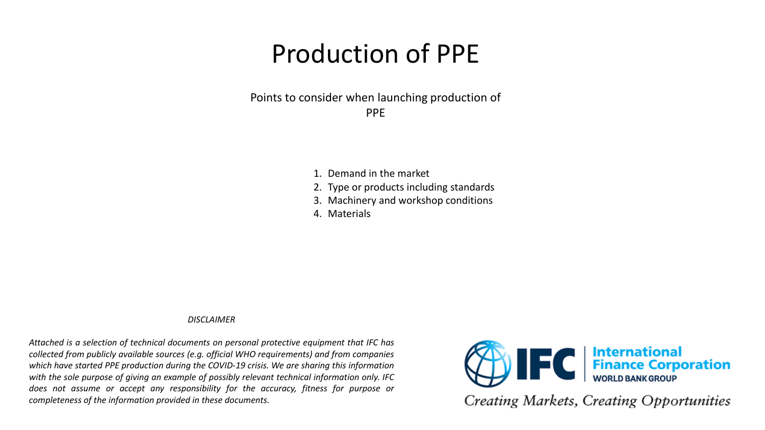# Production of PPE

Points to consider when launching production of PPE

1. Demand in the market
2. Type or products including standards
3. Machinery and workshop conditions
4. Materials

*DISCLAIMER*

*Attached is a selection of technical documents on personal protective equipment that IFC has collected from publicly available sources (e.g. official WHO requirements) and from companies which have started PPE production during the COVID-19 crisis. We are sharing this information with the sole purpose of giving an example of possibly relevant technical information only. IFC does not assume or accept any responsibility for the accuracy, fitness for purpose or completeness of the information provided in these documents.*

IFC | International Finance Corporation
WORLD BANK GROUP

*Creating Markets, Creating Opportunities*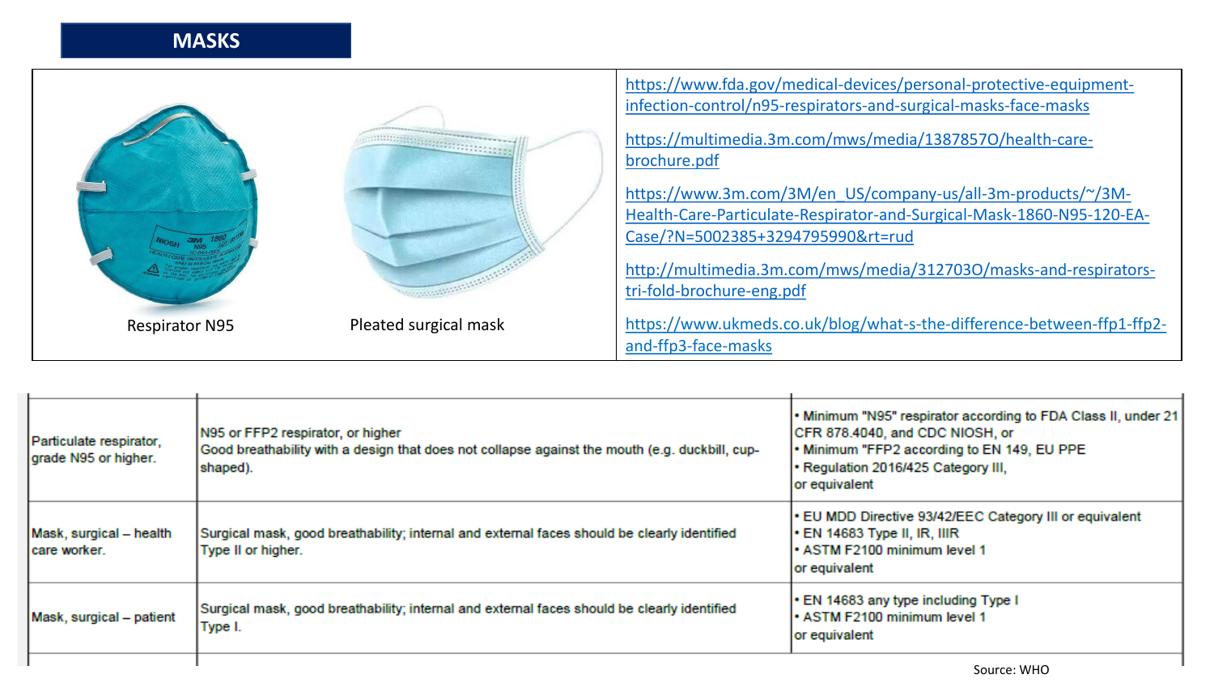## MASKS

Respirator N95

Pleated surgical mask

https://www.fda.gov/medical-devices/personal-protective-equipment-infection-control/n95-respirators-and-surgical-masks-face-masks

https://multimedia.3m.com/mws/media/1387857O/health-care-brochure.pdf

https://www.3m.com/3M/en_US/company-us/all-3m-products/~/3M-Health-Care-Particulate-Respirator-and-Surgical-Mask-1860-N95-120-EA-Case/?N=5002385+3294795990&rt=rud

http://multimedia.3m.com/mws/media/3127030/masks-and-respirators-tri-fold-brochure-eng.pdf

https://www.ukmeds.co.uk/blog/what-s-the-difference-between-ffp1-ffp2-and-ffp3-face-masks

| | | |
|---|---|---|
| Particulate respirator, grade N95 or higher. | N95 or FFP2 respirator, or higher<br>Good breathability with a design that does not collapse against the mouth (e.g. duckbill, cup-shaped). | • Minimum "N95" respirator according to FDA Class II, under 21 CFR 878.4040, and CDC NIOSH, or<br>• Minimum "FFP2 according to EN 149, EU PPE<br>• Regulation 2016/425 Category III,<br>or equivalent |
| Mask, surgical – health care worker. | Surgical mask, good breathability; internal and external faces should be clearly identified<br>Type II or higher. | • EU MDD Directive 93/42/EEC Category III or equivalent<br>• EN 14683 Type II, IR, IIIR<br>• ASTM F2100 minimum level 1<br>or equivalent |
| Mask, surgical – patient | Surgical mask, good breathability; internal and external faces should be clearly identified<br>Type I. | • EN 14683 any type including Type I<br>• ASTM F2100 minimum level 1<br>or equivalent |

Source: WHO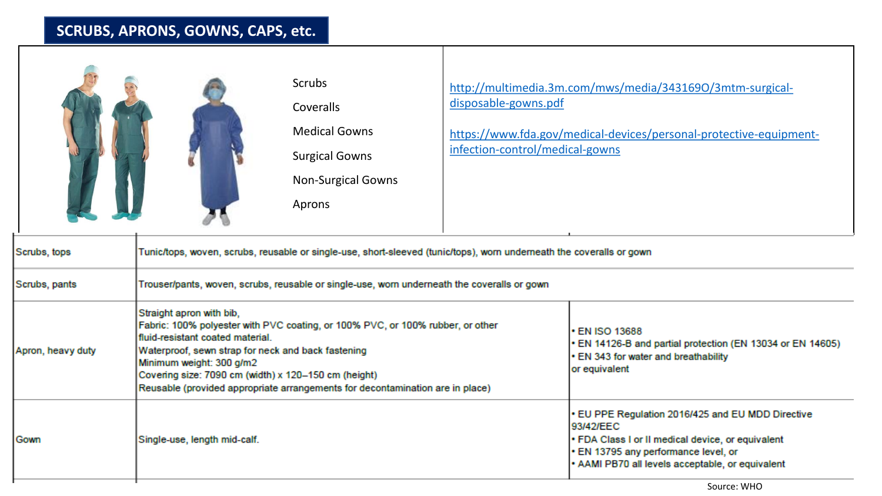## SCRUBS, APRONS, GOWNS, CAPS, etc.

- Scrubs
- Coveralls
- Medical Gowns
- Surgical Gowns
- Non-Surgical Gowns
- Aprons

http://multimedia.3m.com/mws/media/343169O/3mtm-surgical-disposable-gowns.pdf

https://www.fda.gov/medical-devices/personal-protective-equipment-infection-control/medical-gowns

| | | |
|---|---|---|
| Scrubs, tops | Tunic/tops, woven, scrubs, reusable or single-use, short-sleeved (tunic/tops), worn underneath the coveralls or gown | |
| Scrubs, pants | Trouser/pants, woven, scrubs, reusable or single-use, worn underneath the coveralls or gown | |
| Apron, heavy duty | Straight apron with bib,<br>Fabric: 100% polyester with PVC coating, or 100% PVC, or 100% rubber, or other fluid-resistant coated material.<br>Waterproof, sewn strap for neck and back fastening<br>Minimum weight: 300 g/m2<br>Covering size: 7090 cm (width) x 120–150 cm (height)<br>Reusable (provided appropriate arrangements for decontamination are in place) | • EN ISO 13688<br>• EN 14126-B and partial protection (EN 13034 or EN 14605)<br>• EN 343 for water and breathability<br>or equivalent |
| Gown | Single-use, length mid-calf. | • EU PPE Regulation 2016/425 and EU MDD Directive 93/42/EEC<br>• FDA Class I or II medical device, or equivalent<br>• EN 13795 any performance level, or<br>• AAMI PB70 all levels acceptable, or equivalent |

Source: WHO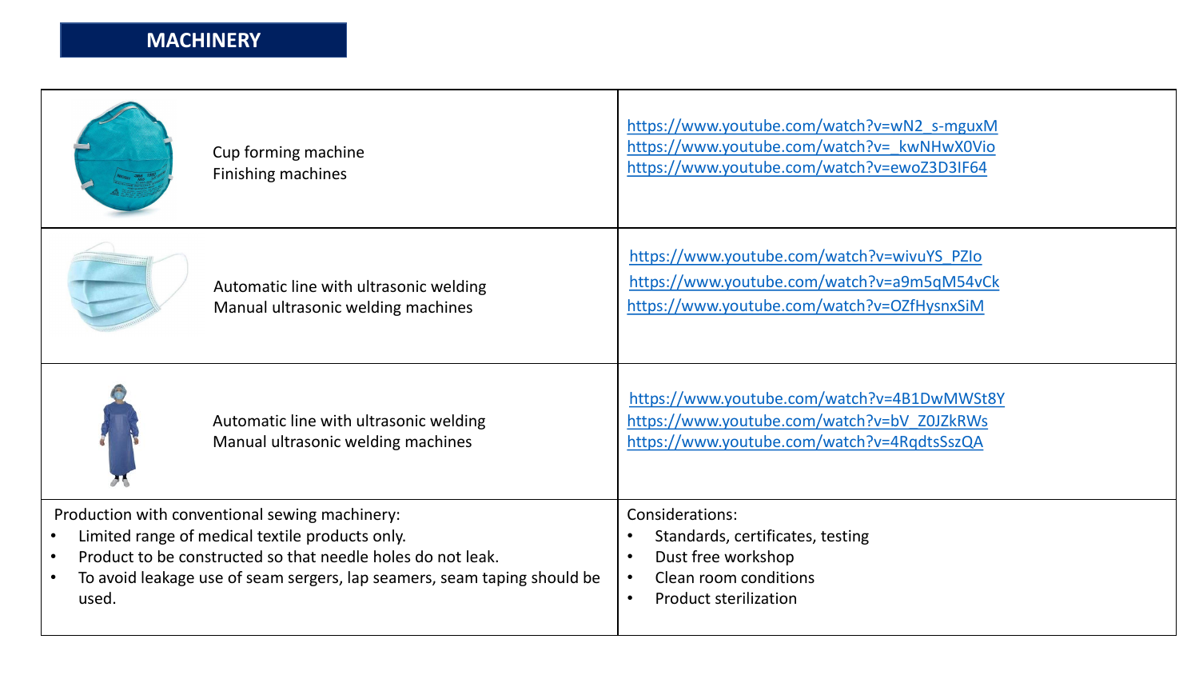## MACHINERY

| | |
|---|---|
| Cup forming machine<br>Finishing machines | https://www.youtube.com/watch?v=wN2_s-mguxM<br>https://www.youtube.com/watch?v=_kwNHwX0Vio<br>https://www.youtube.com/watch?v=ewoZ3D3IF64 |
| Automatic line with ultrasonic welding<br>Manual ultrasonic welding machines | https://www.youtube.com/watch?v=wivuYS_PZIo<br>https://www.youtube.com/watch?v=a9m5qM54vCk<br>https://www.youtube.com/watch?v=OZfHysnxSiM |
| Automatic line with ultrasonic welding<br>Manual ultrasonic welding machines | https://www.youtube.com/watch?v=4B1DwMWSt8Y<br>https://www.youtube.com/watch?v=bV_Z0JZkRWs<br>https://www.youtube.com/watch?v=4RqdtsSszQA |
| Production with conventional sewing machinery:<br>• Limited range of medical textile products only.<br>• Product to be constructed so that needle holes do not leak.<br>• To avoid leakage use of seam sergers, lap seamers, seam taping should be used. | Considerations:<br>• Standards, certificates, testing<br>• Dust free workshop<br>• Clean room conditions<br>• Product sterilization |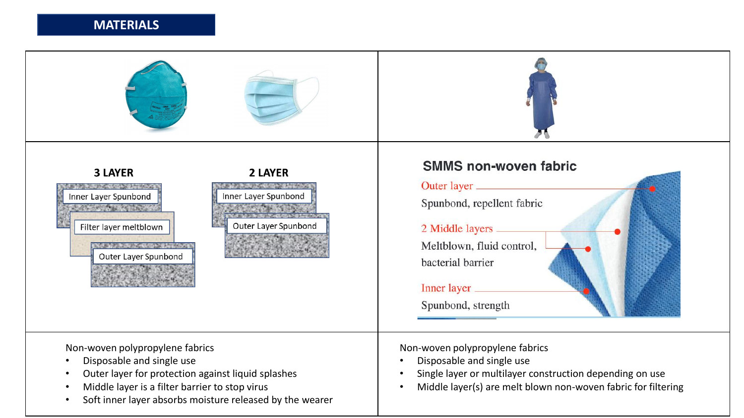# MATERIALS

**3 LAYER**

Inner Layer Spunbond

Filter layer meltblown

Outer Layer Spunbond

**2 LAYER**

Inner Layer Spunbond

Outer Layer Spunbond

Non-woven polypropylene fabrics

- Disposable and single use
- Outer layer for protection against liquid splashes
- Middle layer is a filter barrier to stop virus
- Soft inner layer absorbs moisture released by the wearer

**SMMS non-woven fabric**

Outer layer

Spunbond, repellent fabric

2 Middle layers

Meltblown, fluid control, bacterial barrier

Inner layer

Spunbond, strength

Non-woven polypropylene fabrics

- Disposable and single use
- Single layer or multilayer construction depending on use
- Middle layer(s) are melt blown non-woven fabric for filtering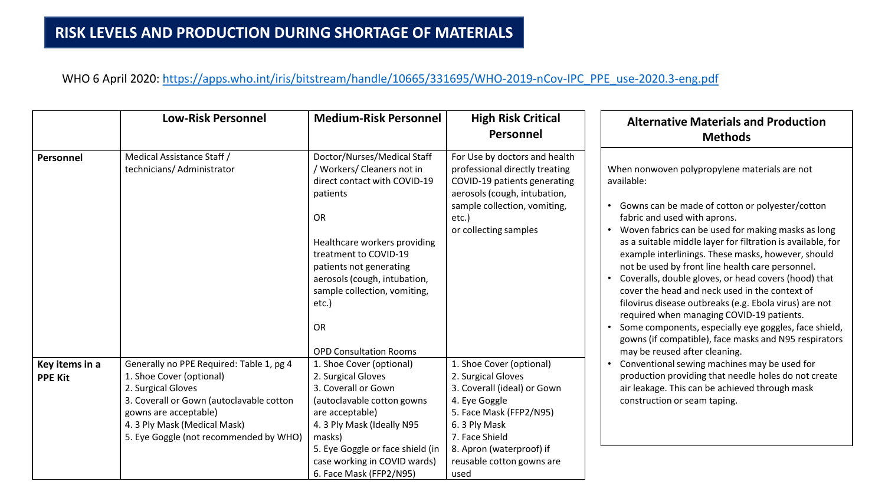# RISK LEVELS AND PRODUCTION DURING SHORTAGE OF MATERIALS

WHO 6 April 2020: https://apps.who.int/iris/bitstream/handle/10665/331695/WHO-2019-nCov-IPC_PPE_use-2020.3-eng.pdf

| | Low-Risk Personnel | Medium-Risk Personnel | High Risk Critical Personnel |
|---|---|---|---|
| **Personnel** | Medical Assistance Staff / technicians/ Administrator | Doctor/Nurses/Medical Staff / Workers/ Cleaners not in direct contact with COVID-19 patients<br><br>OR<br><br>Healthcare workers providing treatment to COVID-19 patients not generating aerosols (cough, intubation, sample collection, vomiting, etc.)<br><br>OR<br><br>OPD Consultation Rooms | For Use by doctors and health professional directly treating COVID-19 patients generating aerosols (cough, intubation, sample collection, vomiting, etc.)<br>or collecting samples |
| **Key items in a PPE Kit** | Generally no PPE Required: Table 1, pg 4<br>1. Shoe Cover (optional)<br>2. Surgical Gloves<br>3. Coverall or Gown (autoclavable cotton gowns are acceptable)<br>4. 3 Ply Mask (Medical Mask)<br>5. Eye Goggle (not recommended by WHO) | 1. Shoe Cover (optional)<br>2. Surgical Gloves<br>3. Coverall or Gown (autoclavable cotton gowns are acceptable)<br>4. 3 Ply Mask (Ideally N95 masks)<br>5. Eye Goggle or face shield (in case working in COVID wards)<br>6. Face Mask (FFP2/N95) | 1. Shoe Cover (optional)<br>2. Surgical Gloves<br>3. Coverall (ideal) or Gown<br>4. Eye Goggle<br>5. Face Mask (FFP2/N95)<br>6. 3 Ply Mask<br>7. Face Shield<br>8. Apron (waterproof) if reusable cotton gowns are used |

## Alternative Materials and Production Methods

When nonwoven polypropylene materials are not available:

- Gowns can be made of cotton or polyester/cotton fabric and used with aprons.
- Woven fabrics can be used for making masks as long as a suitable middle layer for filtration is available, for example interlinings. These masks, however, should not be used by front line health care personnel.
- Coveralls, double gloves, or head covers (hood) that cover the head and neck used in the context of filovirus disease outbreaks (e.g. Ebola virus) are not required when managing COVID-19 patients.
- Some components, especially eye goggles, face shield, gowns (if compatible), face masks and N95 respirators may be reused after cleaning.
- Conventional sewing machines may be used for production providing that needle holes do not create air leakage. This can be achieved through mask construction or seam taping.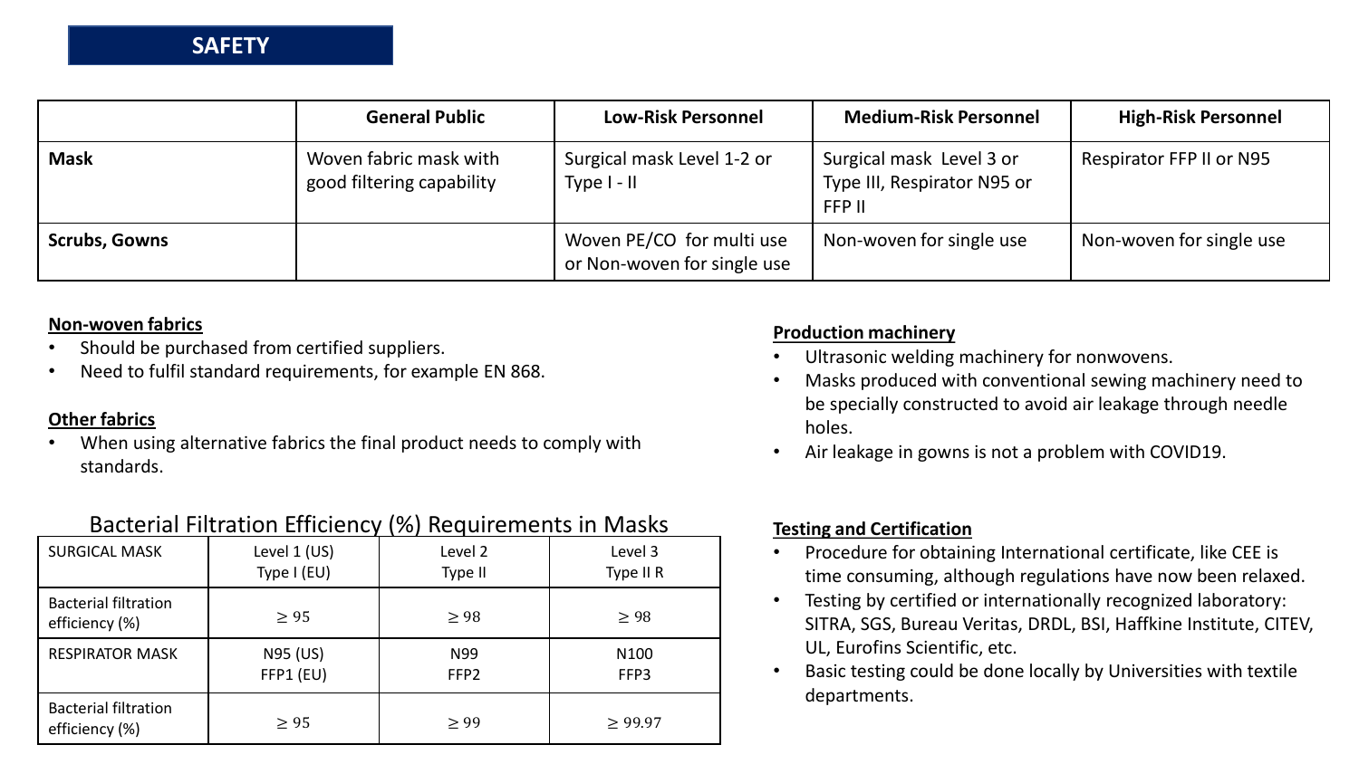## SAFETY

| | General Public | Low-Risk Personnel | Medium-Risk Personnel | High-Risk Personnel |
|---|---|---|---|---|
| **Mask** | Woven fabric mask with good filtering capability | Surgical mask Level 1-2 or Type I - II | Surgical mask Level 3 or Type III, Respirator N95 or FFP II | Respirator FFP II or N95 |
| **Scrubs, Gowns** | | Woven PE/CO for multi use or Non-woven for single use | Non-woven for single use | Non-woven for single use |

**Non-woven fabrics**

- Should be purchased from certified suppliers.
- Need to fulfil standard requirements, for example EN 868.

**Other fabrics**

- When using alternative fabrics the final product needs to comply with standards.

Bacterial Filtration Efficiency (%) Requirements in Masks

| | | | |
|---|---|---|---|
| SURGICAL MASK | Level 1 (US) Type I (EU) | Level 2 Type II | Level 3 Type II R |
| Bacterial filtration efficiency (%) | ≥ 95 | ≥ 98 | ≥ 98 |
| RESPIRATOR MASK | N95 (US) FFP1 (EU) | N99 FFP2 | N100 FFP3 |
| Bacterial filtration efficiency (%) | ≥ 95 | ≥ 99 | ≥ 99.97 |

**Production machinery**

- Ultrasonic welding machinery for nonwovens.
- Masks produced with conventional sewing machinery need to be specially constructed to avoid air leakage through needle holes.
- Air leakage in gowns is not a problem with COVID19.

**Testing and Certification**

- Procedure for obtaining International certificate, like CEE is time consuming, although regulations have now been relaxed.
- Testing by certified or internationally recognized laboratory: SITRA, SGS, Bureau Veritas, DRDL, BSI, Haffkine Institute, CITEV, UL, Eurofins Scientific, etc.
- Basic testing could be done locally by Universities with textile departments.